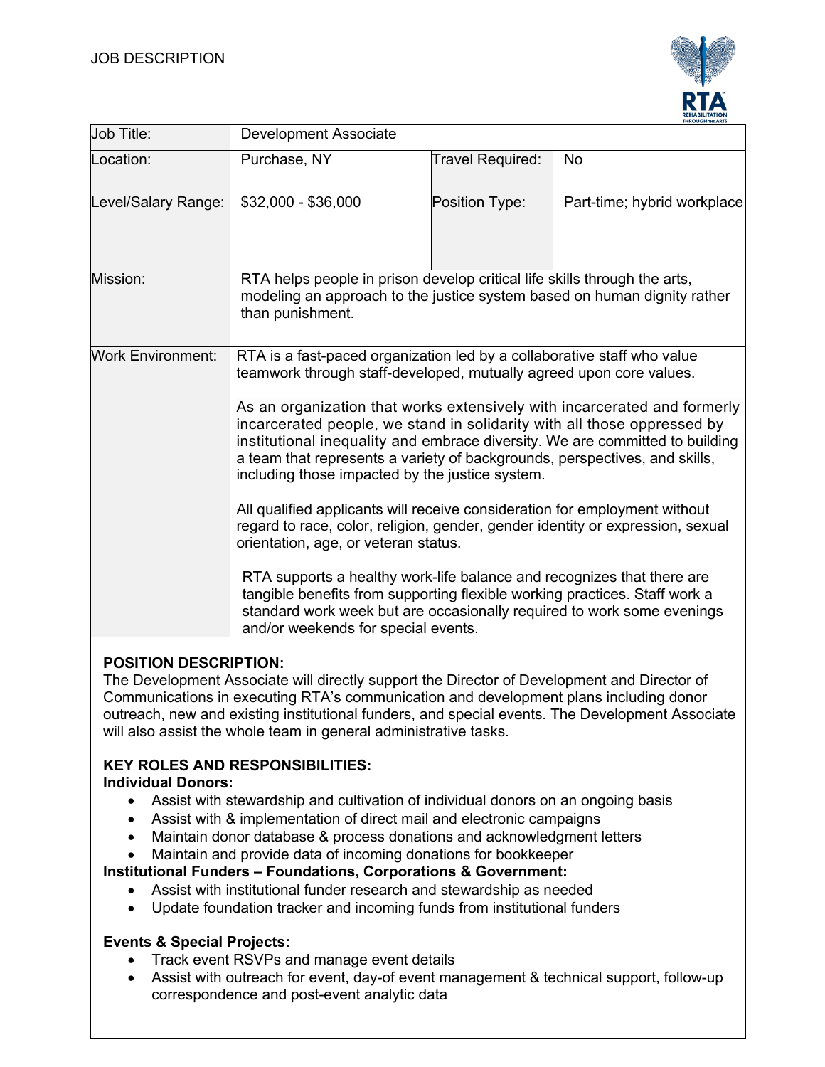JOB DESCRIPTION

| Job Title: | Development Associate | | |
|---|---|---|---|
| Location: | Purchase, NY | Travel Required: | No |
| Level/Salary Range: | $32,000 - $36,000 | Position Type: | Part-time; hybrid workplace |
| Mission: | RTA helps people in prison develop critical life skills through the arts, modeling an approach to the justice system based on human dignity rather than punishment. | | |
| Work Environment: | RTA is a fast-paced organization led by a collaborative staff who value teamwork through staff-developed, mutually agreed upon core values.<br><br>As an organization that works extensively with incarcerated and formerly incarcerated people, we stand in solidarity with all those oppressed by institutional inequality and embrace diversity. We are committed to building a team that represents a variety of backgrounds, perspectives, and skills, including those impacted by the justice system.<br><br>All qualified applicants will receive consideration for employment without regard to race, color, religion, gender, gender identity or expression, sexual orientation, age, or veteran status.<br><br>RTA supports a healthy work-life balance and recognizes that there are tangible benefits from supporting flexible working practices. Staff work a standard work week but are occasionally required to work some evenings and/or weekends for special events. | | |

**POSITION DESCRIPTION:**
The Development Associate will directly support the Director of Development and Director of Communications in executing RTA's communication and development plans including donor outreach, new and existing institutional funders, and special events. The Development Associate will also assist the whole team in general administrative tasks.

**KEY ROLES AND RESPONSIBILITIES:**

**Individual Donors:**

- Assist with stewardship and cultivation of individual donors on an ongoing basis
- Assist with & implementation of direct mail and electronic campaigns
- Maintain donor database & process donations and acknowledgment letters
- Maintain and provide data of incoming donations for bookkeeper

**Institutional Funders – Foundations, Corporations & Government:**

- Assist with institutional funder research and stewardship as needed
- Update foundation tracker and incoming funds from institutional funders

**Events & Special Projects:**

- Track event RSVPs and manage event details
- Assist with outreach for event, day-of event management & technical support, follow-up correspondence and post-event analytic data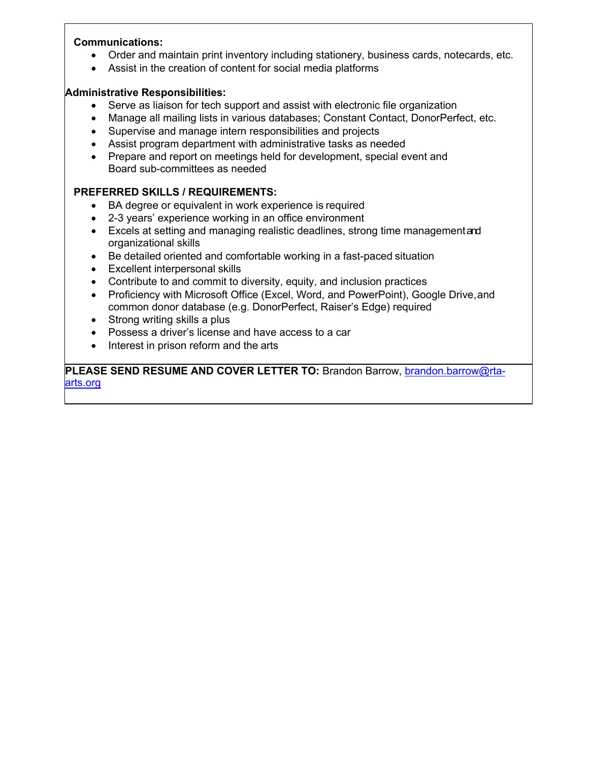**Communications:**

- Order and maintain print inventory including stationery, business cards, notecards, etc.
- Assist in the creation of content for social media platforms

**Administrative Responsibilities:**

- Serve as liaison for tech support and assist with electronic file organization
- Manage all mailing lists in various databases; Constant Contact, DonorPerfect, etc.
- Supervise and manage intern responsibilities and projects
- Assist program department with administrative tasks as needed
- Prepare and report on meetings held for development, special event and Board sub-committees as needed

**PREFERRED SKILLS / REQUIREMENTS:**

- BA degree or equivalent in work experience is required
- 2-3 years' experience working in an office environment
- Excels at setting and managing realistic deadlines, strong time management and organizational skills
- Be detailed oriented and comfortable working in a fast-paced situation
- Excellent interpersonal skills
- Contribute to and commit to diversity, equity, and inclusion practices
- Proficiency with Microsoft Office (Excel, Word, and PowerPoint), Google Drive, and common donor database (e.g. DonorPerfect, Raiser's Edge) required
- Strong writing skills a plus
- Possess a driver's license and have access to a car
- Interest in prison reform and the arts

**PLEASE SEND RESUME AND COVER LETTER TO:** Brandon Barrow, brandon.barrow@rta-arts.org